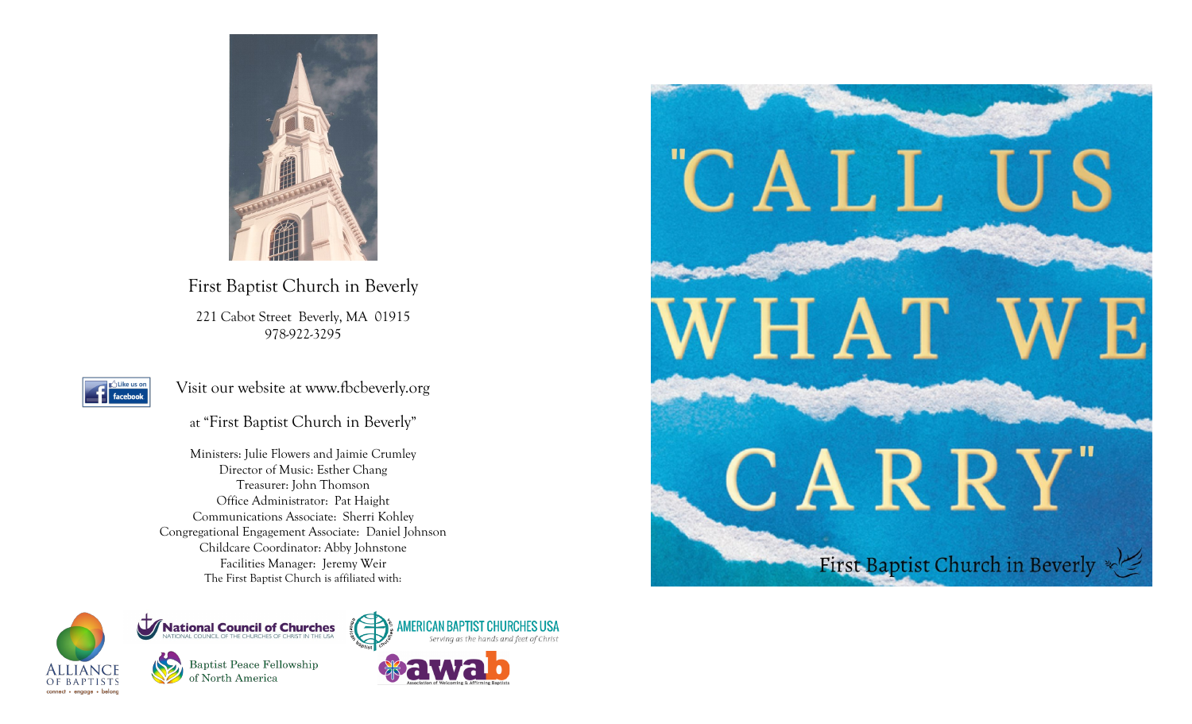First Baptist Church in Beverly

221 Cabot Street Beverly, MA 01915
978-922-3295

Like us on facebook

Visit our website at www.fbcbeverly.org

at "First Baptist Church in Beverly"

Ministers: Julie Flowers and Jaimie Crumley
Director of Music: Esther Chang
Treasurer: John Thomson
Office Administrator: Pat Haight
Communications Associate: Sherri Kohley
Congregational Engagement Associate: Daniel Johnson
Childcare Coordinator: Abby Johnstone
Facilities Manager: Jeremy Weir
The First Baptist Church is affiliated with:

Alliance of Baptists — connect • engage • belong

National Council of Churches — National Council of the Churches of Christ in the USA

American Baptist Churches USA — Serving as the hands and feet of Christ

Baptist Peace Fellowship of North America

awab — Association of Welcoming & Affirming Baptists

# "CALL US WHAT WE CARRY"

First Baptist Church in Beverly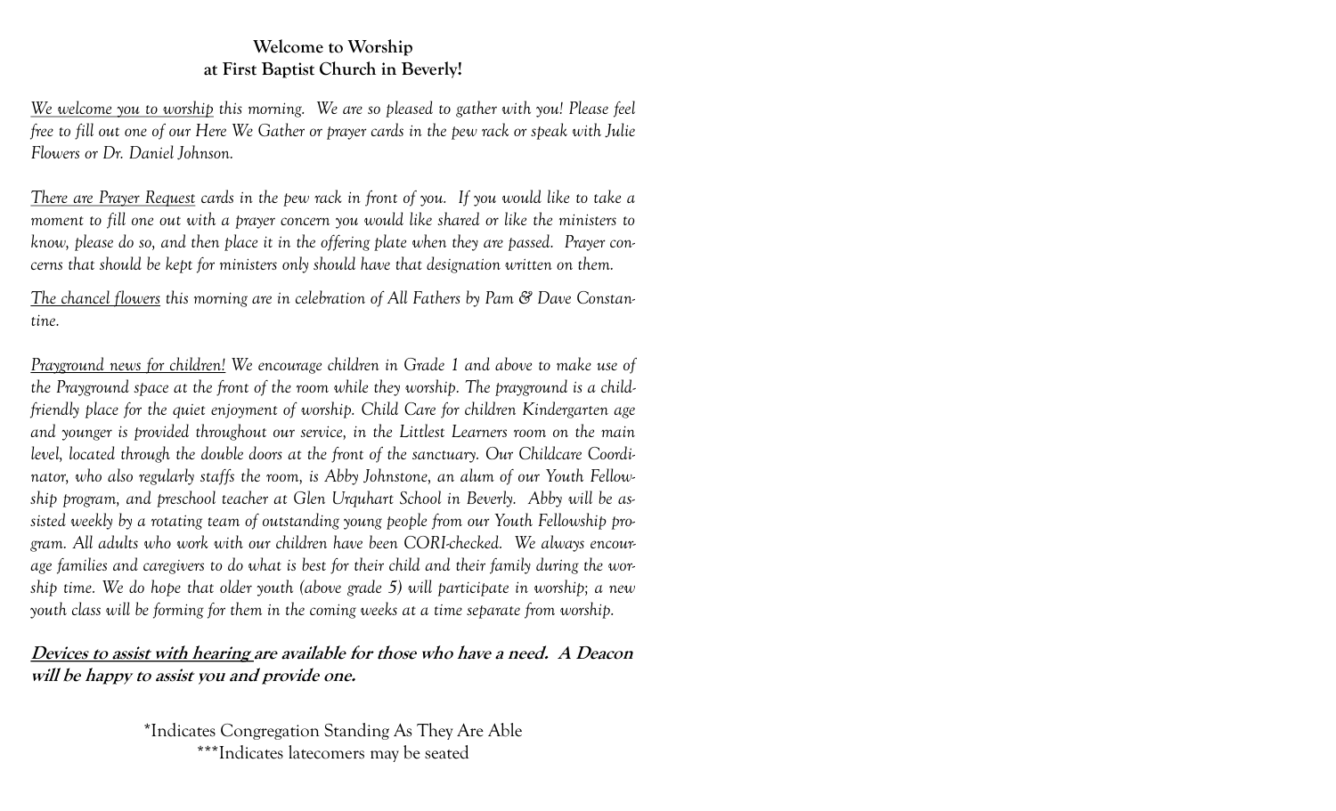**Welcome to Worship**
**at First Baptist Church in Beverly!**

*We welcome you to worship this morning. We are so pleased to gather with you! Please feel free to fill out one of our Here We Gather or prayer cards in the pew rack or speak with Julie Flowers or Dr. Daniel Johnson.*

*There are Prayer Request cards in the pew rack in front of you. If you would like to take a moment to fill one out with a prayer concern you would like shared or like the ministers to know, please do so, and then place it in the offering plate when they are passed. Prayer concerns that should be kept for ministers only should have that designation written on them.*

*The chancel flowers this morning are in celebration of All Fathers by Pam & Dave Constantine.*

*Prayground news for children! We encourage children in Grade 1 and above to make use of the Prayground space at the front of the room while they worship. The prayground is a child-friendly place for the quiet enjoyment of worship. Child Care for children Kindergarten age and younger is provided throughout our service, in the Littlest Learners room on the main level, located through the double doors at the front of the sanctuary. Our Childcare Coordinator, who also regularly staffs the room, is Abby Johnstone, an alum of our Youth Fellowship program, and preschool teacher at Glen Urquhart School in Beverly. Abby will be assisted weekly by a rotating team of outstanding young people from our Youth Fellowship program. All adults who work with our children have been CORI-checked. We always encourage families and caregivers to do what is best for their child and their family during the worship time. We do hope that older youth (above grade 5) will participate in worship; a new youth class will be forming for them in the coming weeks at a time separate from worship.*

**Devices to assist with hearing are available for those who have a need. A Deacon will be happy to assist you and provide one.**

*Indicates Congregation Standing As They Are Able
***Indicates latecomers may be seated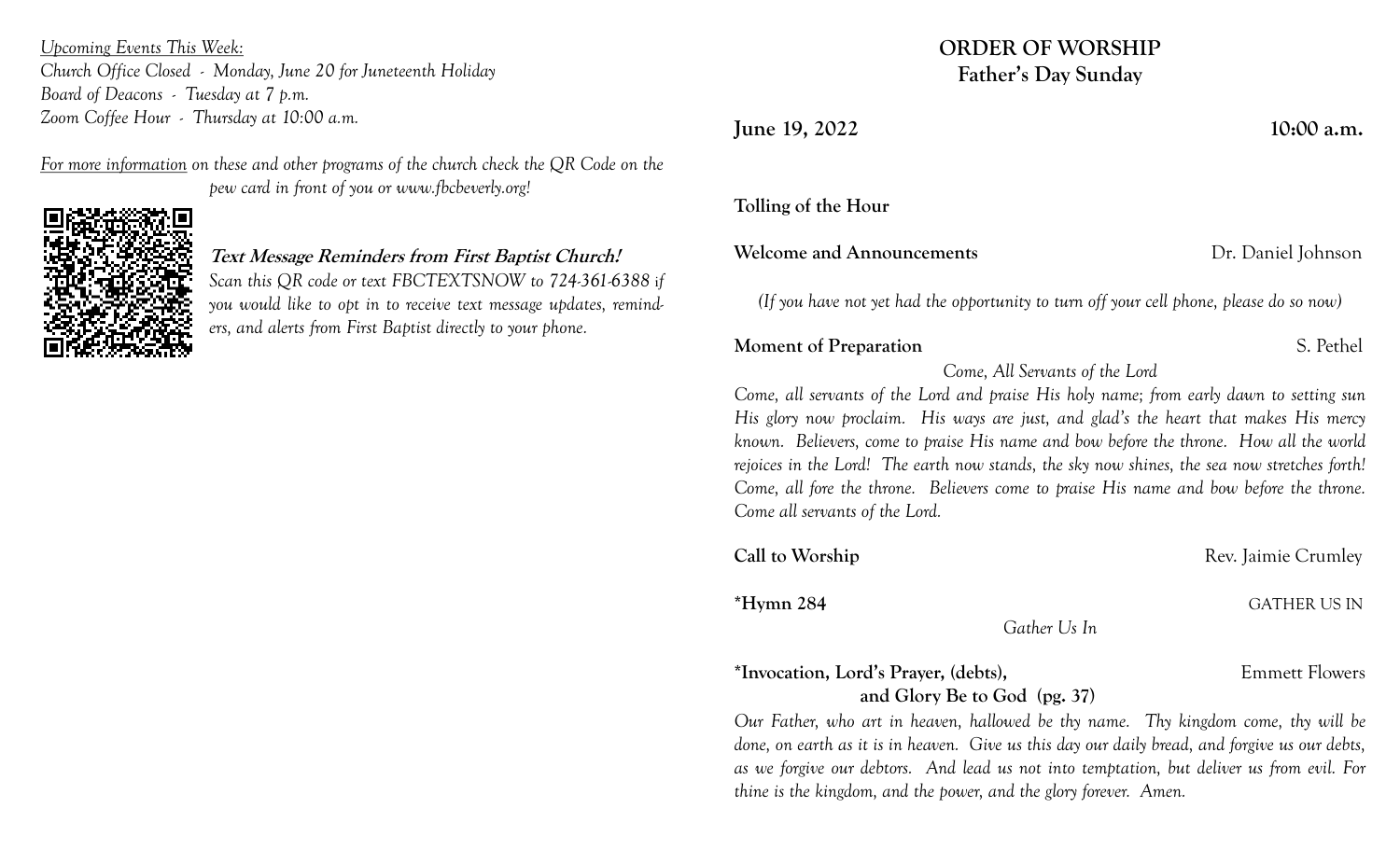*Upcoming Events This Week:*
*Church Office Closed - Monday, June 20 for Juneteenth Holiday*
*Board of Deacons - Tuesday at 7 p.m.*
*Zoom Coffee Hour - Thursday at 10:00 a.m.*

*For more information on these and other programs of the church check the QR Code on the pew card in front of you or www.fbcbeverly.org!*

***Text Message Reminders from First Baptist Church!***
*Scan this QR code or text FBCTEXTSNOW to 724-361-6388 if you would like to opt in to receive text message updates, reminders, and alerts from First Baptist directly to your phone.*

## ORDER OF WORSHIP
### Father's Day Sunday

**June 19, 2022** **10:00 a.m.**

**Tolling of the Hour**

**Welcome and Announcements** Dr. Daniel Johnson

*(If you have not yet had the opportunity to turn off your cell phone, please do so now)*

**Moment of Preparation** S. Pethel

*Come, All Servants of the Lord*

*Come, all servants of the Lord and praise His holy name; from early dawn to setting sun His glory now proclaim. His ways are just, and glad's the heart that makes His mercy known. Believers, come to praise His name and bow before the throne. How all the world rejoices in the Lord! The earth now stands, the sky now shines, the sea now stretches forth! Come, all fore the throne. Believers come to praise His name and bow before the throne. Come all servants of the Lord.*

**Call to Worship** Rev. Jaimie Crumley

**\*Hymn 284** GATHER US IN

*Gather Us In*

**\*Invocation, Lord's Prayer, (debts), and Glory Be to God (pg. 37)** Emmett Flowers

*Our Father, who art in heaven, hallowed be thy name. Thy kingdom come, thy will be done, on earth as it is in heaven. Give us this day our daily bread, and forgive us our debts, as we forgive our debtors. And lead us not into temptation, but deliver us from evil. For thine is the kingdom, and the power, and the glory forever. Amen.*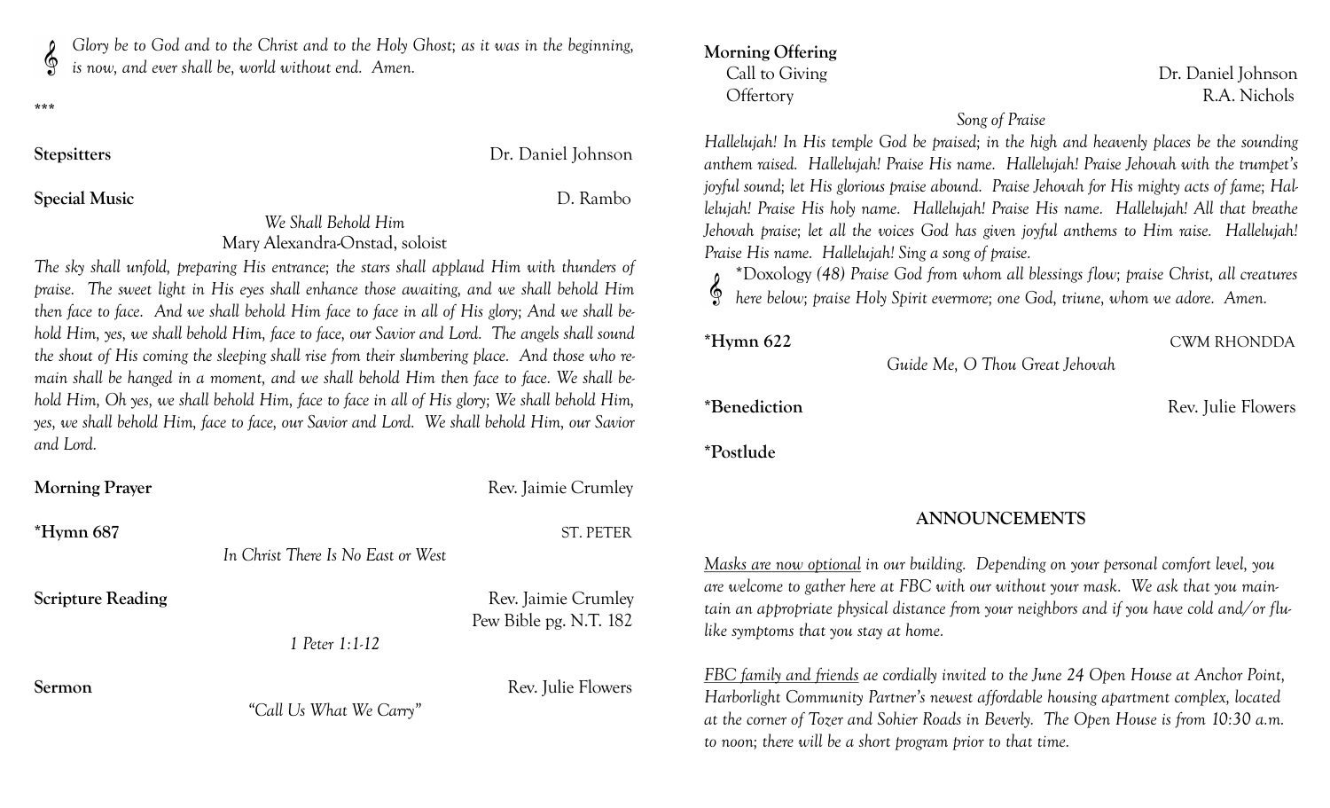𝄞 *Glory be to God and to the Christ and to the Holy Ghost; as it was in the beginning, is now, and ever shall be, world without end. Amen.*

***

**Stepsitters** Dr. Daniel Johnson

**Special Music** D. Rambo

*We Shall Behold Him*
Mary Alexandra-Onstad, soloist

*The sky shall unfold, preparing His entrance; the stars shall applaud Him with thunders of praise. The sweet light in His eyes shall enhance those awaiting, and we shall behold Him then face to face. And we shall behold Him face to face in all of His glory; And we shall behold Him, yes, we shall behold Him, face to face, our Savior and Lord. The angels shall sound the shout of His coming the sleeping shall rise from their slumbering place. And those who remain shall be hanged in a moment, and we shall behold Him then face to face. We shall behold Him, Oh yes, we shall behold Him, face to face in all of His glory; We shall behold Him, yes, we shall behold Him, face to face, our Savior and Lord. We shall behold Him, our Savior and Lord.*

**Morning Prayer** Rev. Jaimie Crumley

**\*Hymn 687** ST. PETER

*In Christ There Is No East or West*

**Scripture Reading** Rev. Jaimie Crumley
Pew Bible pg. N.T. 182

*1 Peter 1:1-12*

**Sermon** Rev. Julie Flowers

*"Call Us What We Carry"*

**Morning Offering**

Call to Giving Dr. Daniel Johnson

Offertory R.A. Nichols

*Song of Praise*

*Hallelujah! In His temple God be praised; in the high and heavenly places be the sounding anthem raised. Hallelujah! Praise His name. Hallelujah! Praise Jehovah with the trumpet's joyful sound; let His glorious praise abound. Praise Jehovah for His mighty acts of fame; Hallelujah! Praise His holy name. Hallelujah! Praise His name. Hallelujah! All that breathe Jehovah praise; let all the voices God has given joyful anthems to Him raise. Hallelujah! Praise His name. Hallelujah! Sing a song of praise.*

𝄞 \*Doxology *(48) Praise God from whom all blessings flow; praise Christ, all creatures here below; praise Holy Spirit evermore; one God, triune, whom we adore. Amen.*

**\*Hymn 622** CWM RHONDDA

*Guide Me, O Thou Great Jehovah*

**\*Benediction** Rev. Julie Flowers

**\*Postlude**

## ANNOUNCEMENTS

*<u>Masks are now optional</u> in our building. Depending on your personal comfort level, you are welcome to gather here at FBC with our without your mask. We ask that you maintain an appropriate physical distance from your neighbors and if you have cold and/or flu-like symptoms that you stay at home.*

*<u>FBC family and friends</u> ae cordially invited to the June 24 Open House at Anchor Point, Harborlight Community Partner's newest affordable housing apartment complex, located at the corner of Tozer and Sohier Roads in Beverly. The Open House is from 10:30 a.m. to noon; there will be a short program prior to that time.*